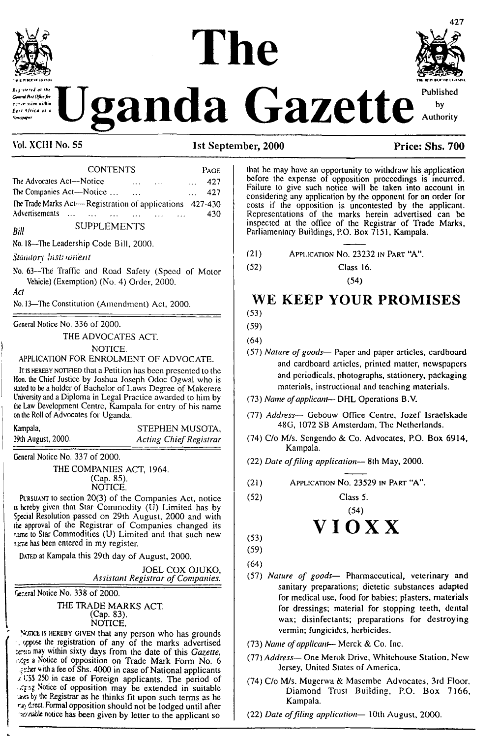# The Uganda Gazette

Registered at the General Post Office for transmission within East Africa as a Newspaper

Published by Authority

Vol. XCIII No. 55 | 1st September, 2000 | Price: Shs. 700

| CONTENTS | PAGE |
|---|---|
| The Advocates Act—Notice ... ... ... | 427 |
| The Companies Act—Notice ... ... ... | 427 |
| The Trade Marks Act—Registration of applications | 427-430 |
| Advertisements ... ... ... ... ... ... | 430 |

SUPPLEMENTS

*Bill*

No. 18—The Leadership Code Bill, 2000.

*Statutory Instrument*

No. 63—The Traffic and Road Safety (Speed of Motor Vehicle) (Exemption) (No. 4) Order, 2000.

*Act*

No. 13—The Constitution (Amendment) Act, 2000.

---

General Notice No. 336 of 2000.

THE ADVOCATES ACT.

NOTICE.

APPLICATION FOR ENROLMENT OF ADVOCATE.

IT IS HEREBY NOTIFIED that a Petition has been presented to the Hon. the Chief Justice by Joshua Joseph Odoc Ogwal who is stated to be a holder of Bachelor of Laws Degree of Makerere University and a Diploma in Legal Practice awarded to him by the Law Development Centre, Kampala for entry of his name on the Roll of Advocates for Uganda.

Kampala, 29th August, 2000.

STEPHEN MUSOTA,
*Acting Chief Registrar*

---

General Notice No. 337 of 2000.

THE COMPANIES ACT, 1964.
(Cap. 85).
NOTICE.

PURSUANT to section 20(3) of the Companies Act, notice is hereby given that Star Commodity (U) Limited has by Special Resolution passed on 29th August, 2000 and with the approval of the Registrar of Companies changed its name to Star Commodities (U) Limited and that such new name has been entered in my register.

DATED at Kampala this 29th day of August, 2000.

JOEL COX OJUKO,
*Assistant Registrar of Companies.*

---

General Notice No. 338 of 2000.

THE TRADE MARKS ACT.
(Cap. 83).
NOTICE.

NOTICE IS HEREBY GIVEN that any person who has grounds to oppose the registration of any of the marks advertised herein may within sixty days from the date of this *Gazette*, lodge a Notice of opposition on Trade Mark Form No. 6 together with a fee of Shs. 4000 in case of National applicants or US$ 250 in case of Foreign applicants. The period of lodging Notice of opposition may be extended in suitable cases by the Registrar as he thinks fit upon such terms as he may direct. Formal opposition should not be lodged until after reasonable notice has been given by letter to the applicant so that he may have an opportunity to withdraw his application before the expense of opposition proceedings is incurred. Failure to give such notice will be taken into account in considering any application by the opponent for an order for costs if the opposition is uncontested by the applicant. Representations of the marks herein advertised can be inspected at the office of the Registrar of Trade Marks, Parliamentary Buildings, P.O. Box 7151, Kampala.

---

(21) APPLICATION No. 23232 IN PART "A".

(52) Class 16.

(54)

## WE KEEP YOUR PROMISES

(53)

(59)

(64)

(57) *Nature of goods*— Paper and paper articles, cardboard and cardboard articles, printed matter, newspapers and periodicals, photographs, stationery, packaging materials, instructional and teaching materials.

(73) *Name of applicant*— DHL Operations B.V.

(77) *Address*— Gebouw Office Centre, Jozef Israelskade 48G, 1072 SB Amsterdam, The Netherlands.

(74) C/o M/s. Sengendo & Co. Advocates, P.O. Box 6914, Kampala.

(22) *Date of filing application*— 8th May, 2000.

---

(21) APPLICATION No. 23529 IN PART "A".

(52) Class 5.

(54)

## VIOXX

(53)

(59)

(64)

(57) *Nature of goods*— Pharmaceutical, veterinary and sanitary preparations; dietetic substances adapted for medical use, food for babies; plasters, materials for dressings; material for stopping teeth, dental wax; disinfectants; preparations for destroying vermin; fungicides, herbicides.

(73) *Name of applicant*— Merck & Co. Inc.

(77) *Address*— One Merck Drive, Whitehouse Station, New Jersey, United States of America.

(74) C/o M/s. Mugerwa & Masembe Advocates, 3rd Floor, Diamond Trust Building, P.O. Box 7166, Kampala.

(22) *Date of filing application*— 10th August, 2000.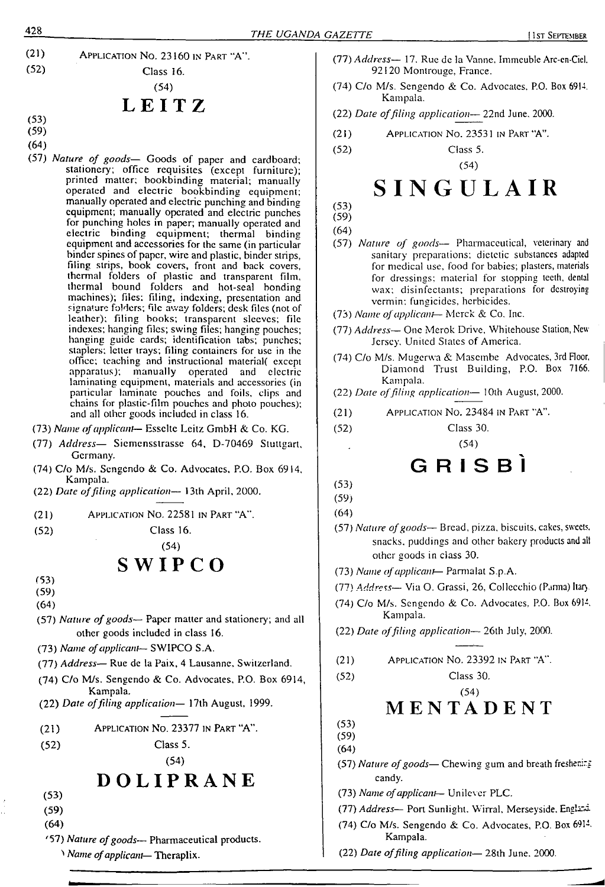(21) APPLICATION NO. 23160 IN PART "A".

(52) Class 16.

(54)

# LEITZ

(53)

(59)

(64)

(57) *Nature of goods*— Goods of paper and cardboard; stationery; office requisites (except furniture); printed matter; bookbinding material; manually operated and electric bookbinding equipment; manually operated and electric punching and binding equipment; manually operated and electric punches for punching holes in paper; manually operated and electric binding equipment; thermal binding equipment and accessories for the same (in particular binder spines of paper, wire and plastic, binder strips, filing strips, book covers, front and back covers, thermal folders of plastic and transparent film, thermal bound folders and hot-seal bonding machines); files; filing, indexing, presentation and signature folders; file away folders; desk files (not of leather); filing books; transparent sleeves; file indexes; hanging files; swing files; hanging pouches; hanging guide cards; identification tabs; punches; staplers; letter trays; filing containers for use in the office; teaching and instructional material( except apparatus); manually operated and electric laminating equipment, materials and accessories (in particular laminate pouches and foils, clips and chains for plastic-film pouches and photo pouches); and all other goods included in class 16.

(73) *Name of applicant*— Esselte Leitz GmbH & Co. KG.

(77) *Address*— Siemensstrasse 64, D-70469 Stuttgart, Germany.

(74) C/o M/s. Sengendo & Co. Advocates, P.O. Box 6914, Kampala.

(22) *Date of filing application*— 13th April, 2000.

---

(21) APPLICATION NO. 22581 IN PART "A".

(52) Class 16.

(54)

# SWIPCO

(53)

(59)

(64)

(57) *Nature of goods*— Paper matter and stationery; and all other goods included in class 16.

(73) *Name of applicant*— SWIPCO S.A.

(77) *Address*— Rue de la Paix, 4 Lausanne, Switzerland.

(74) C/o M/s. Sengendo & Co. Advocates, P.O. Box 6914, Kampala.

(22) *Date of filing application*— 17th August, 1999.

---

(21) APPLICATION NO. 23377 IN PART "A".

(52) Class 5.

(54)

# DOLIPRANE

(53)

(59)

(64)

(57) *Nature of goods*— Pharmaceutical products.

(73) *Name of applicant*— Theraplix.

(77) *Address*— 17, Rue de la Vanne, Immeuble Arc-en-Ciel, 92120 Montrouge, France.

(74) C/o M/s. Sengendo & Co. Advocates, P.O. Box 6914, Kampala.

(22) *Date of filing application*— 22nd June, 2000.

---

(21) APPLICATION NO. 23531 IN PART "A".

(52) Class 5.

(54)

# SINGULAIR

(53)

(59)

(64)

(57) *Nature of goods*— Pharmaceutical, veterinary and sanitary preparations; dietetic substances adapted for medical use, food for babies; plasters, materials for dressings; material for stopping teeth, dental wax; disinfectants; preparations for destroying vermin; fungicides, herbicides.

(73) *Name of applicant*— Merck & Co. Inc.

(77) *Address*— One Merok Drive, Whitehouse Station, New Jersey, United States of America.

(74) C/o M/s. Mugerwa & Masembe Advocates, 3rd Floor, Diamond Trust Building, P.O. Box 7166, Kampala.

(22) *Date of filing application*— 10th August, 2000.

---

(21) APPLICATION NO. 23484 IN PART "A".

(52) Class 30.

(54)

# GRISBÌ

(53)

(59)

(64)

(57) *Nature of goods*— Bread, pizza, biscuits, cakes, sweets, snacks, puddings and other bakery products and all other goods in class 30.

(73) *Name of applicant*— Parmalat S.p.A.

(77) *Address*— Via O. Grassi, 26, Collecchio (Parma) Italy.

(74) C/o M/s. Sengendo & Co. Advocates, P.O. Box 6914, Kampala.

(22) *Date of filing application*— 26th July, 2000.

---

(21) APPLICATION NO. 23392 IN PART "A".

(52) Class 30.

(54)

# MENTADENT

(53)

(59)

(64)

(57) *Nature of goods*— Chewing gum and breath freshening candy.

(73) *Name of applicant*— Unilever PLC.

(77) *Address*— Port Sunlight, Wirral, Merseyside, England.

(74) C/o M/s. Sengendo & Co. Advocates, P.O. Box 6914, Kampala.

(22) *Date of filing application*— 28th June, 2000.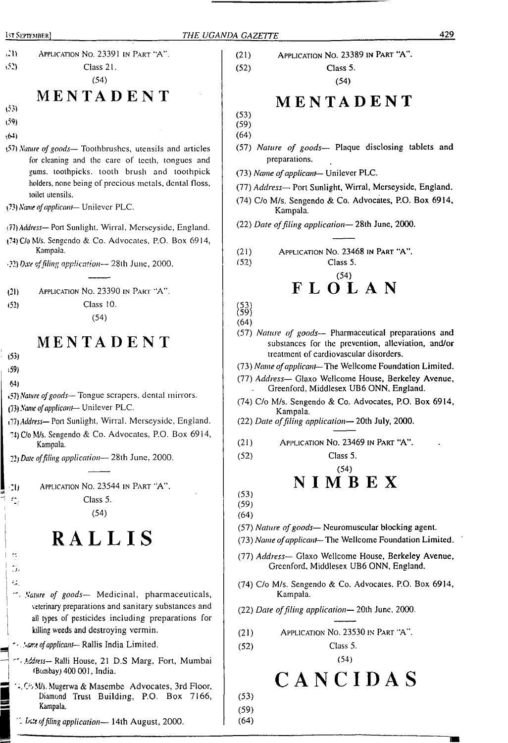(21) APPLICATION NO. 23391 IN PART "A".

(52) Class 21.

(54)

## MENTADENT

(53)

(59)

(64)

(57) *Nature of goods*— Toothbrushes, utensils and articles for cleaning and the care of teeth, tongues and gums. toothpicks. tooth brush and toothpick holders, none being of precious metals, dental floss, toilet utensils.

(73) *Name of applicant*— Unilever PLC.

(77) *Address*— Port Sunlight, Wirral, Merseyside, England.

(74) C/o M/s. Sengendo & Co. Advocates, P.O. Box 6914, Kampala.

(22) *Date of filing application*— 28th June, 2000.

---

(21) APPLICATION NO. 23390 IN PART "A".

(52) Class 10.

(54)

## MENTADENT

(53)

(59)

(64)

(57) *Nature of goods*— Tongue scrapers, dental mirrors.

(73) *Name of applicant*— Unilever PLC.

(77) *Address*— Port Sunlight, Wirral. Merseyside, England.

(74) C/o M/s. Sengendo & Co. Advocates, P.O. Box 6914, Kampala.

(22) *Date of filing application*— 28th June, 2000.

---

(21) APPLICATION NO. 23544 IN PART "A".

(52) Class 5.

(54)

## RALLIS

(53)

(59)

(64)

(57) *Nature of goods*— Medicinal, pharmaceuticals, veterinary preparations and sanitary substances and all types of pesticides including preparations for killing weeds and destroying vermin.

(73) *Name of applicant*— Rallis India Limited.

(77) *Address*— Ralli House, 21 D.S Marg, Fort, Mumbai (Bombay) 400 001, India.

(74) C/o M/s. Mugerwa & Masembe Advocates, 3rd Floor, Diamond Trust Building, P.O. Box 7166, Kampala.

(22) *Date of filing application*— 14th August, 2000.

---

(21) APPLICATION NO. 23389 IN PART "A".

(52) Class 5.

(54)

## MENTADENT

(53)

(59)

(64)

(57) *Nature of goods*— Plaque disclosing tablets and preparations.

(73) *Name of applicant*— Unilever PLC.

(77) *Address*— Port Sunlight, Wirral, Merseyside, England.

(74) C/o M/s. Sengendo & Co. Advocates, P.O. Box 6914, Kampala.

(22) *Date of filing application*— 28th June, 2000.

---

(21) APPLICATION NO. 23468 IN PART "A".

(52) Class 5.

(54)

## FLOLAN

(53)

(59)

(64)

(57) *Nature of goods*— Pharmaceutical preparations and substances for the prevention, alleviation, and/or treatment of cardiovascular disorders.

(73) *Name of applicant*— The Wellcome Foundation Limited.

(77) *Address*— Glaxo Wellcome House, Berkeley Avenue, Greenford, Middlesex UB6 ONN, England.

(74) C/o M/s. Sengendo & Co. Advocates, P.O. Box 6914, Kampala.

(22) *Date of filing application*— 20th July, 2000.

---

(21) APPLICATION NO. 23469 IN PART "A".

(52) Class 5.

(54)

## NIMBEX

(53)

(59)

(64)

(57) *Nature of goods*— Neuromuscular blocking agent.

(73) *Name of applicant*— The Wellcome Foundation Limited.

(77) *Address*— Glaxo Wellcome House, Berkeley Avenue, Greenford, Middlesex UB6 ONN, England.

(74) C/o M/s. Sengendo & Co. Advocates. P.O. Box 6914, Kampala.

(22) *Date of filing application*— 20th June, 2000.

---

(21) APPLICATION NO. 23530 IN PART "A".

(52) Class 5.

(54)

## CANCIDAS

(53)

(59)

(64)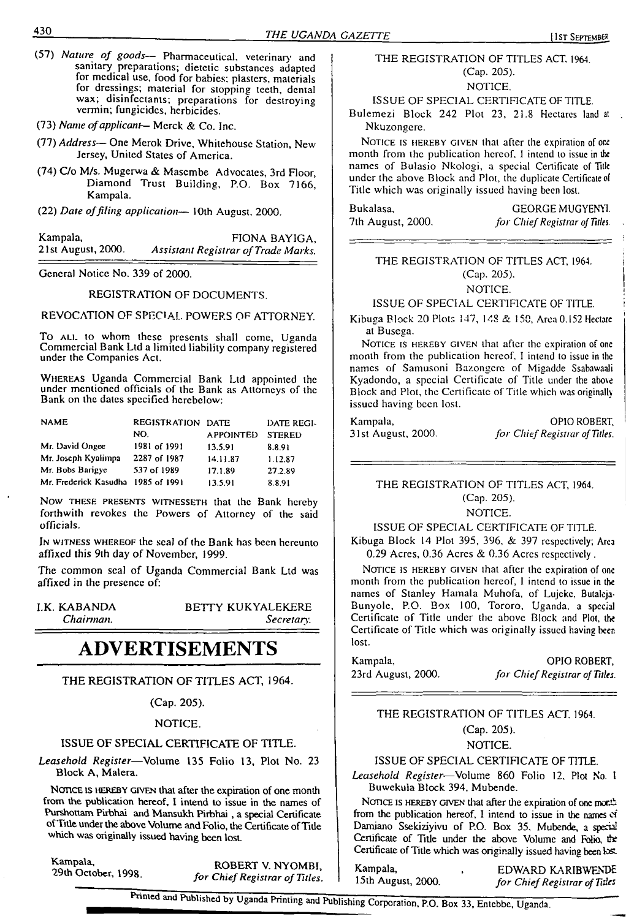(57) *Nature of goods*— Pharmaceutical, veterinary and sanitary preparations; dietetic substances adapted for medical use, food for babies; plasters, materials for dressings; material for stopping teeth, dental wax; disinfectants; preparations for destroying vermin; fungicides, herbicides.

(73) *Name of applicant*— Merck & Co. Inc.

(77) *Address*— One Merok Drive, Whitehouse Station, New Jersey, United States of America.

(74) C/o M/s. Mugerwa & Masembe Advocates, 3rd Floor, Diamond Trust Building, P.O. Box 7166, Kampala.

(22) *Date of filing application*— 10th August, 2000.

Kampala,
21st August, 2000.

FIONA BAYIGA,
*Assistant Registrar of Trade Marks.*

General Notice No. 339 of 2000.

REGISTRATION OF DOCUMENTS.

REVOCATION OF SPECIAL POWERS OF ATTORNEY.

To ALL to whom these presents shall come, Uganda Commercial Bank Ltd a limited liability company registered under the Companies Act.

WHEREAS Uganda Commercial Bank Ltd appointed the under mentioned officials of the Bank as Attorneys of the Bank on the dates specified herebelow:

| NAME | REGISTRATION NO. | DATE APPOINTED | DATE REGISTERED |
|---|---|---|---|
| Mr. David Ongee | 1981 of 1991 | 13.5.91 | 8.8.91 |
| Mr. Joseph Kyalimpa | 2287 of 1987 | 14.11.87 | 1.12.87 |
| Mr. Bobs Barigye | 537 of 1989 | 17.1.89 | 27.2.89 |
| Mr. Frederick Kasudha | 1985 of 1991 | 13.5.91 | 8.8.91 |

NOW THESE PRESENTS WITNESSETH that the Bank hereby forthwith revokes the Powers of Attorney of the said officials.

IN WITNESS WHEREOF the seal of the Bank has been hereunto affixed this 9th day of November, 1999.

The common seal of Uganda Commercial Bank Ltd was affixed in the presence of:

I.K. KABANDA
*Chairman.*

BETTY KUKYALEKERE
*Secretary.*

# ADVERTISEMENTS

THE REGISTRATION OF TITLES ACT, 1964.

(Cap. 205).

NOTICE.

ISSUE OF SPECIAL CERTIFICATE OF TITLE.

*Leasehold Register*—Volume 135 Folio 13, Plot No. 23 Block A, Malera.

NOTICE IS HEREBY GIVEN that after the expiration of one month from the publication hereof, I intend to issue in the names of Purshottam Pirbhai and Mansukh Pirbhai, a special Certificate of Title under the above Volume and Folio, the Certificate of Title which was originally issued having been lost.

Kampala,
29th October, 1998.

ROBERT V. NYOMBI,
*for Chief Registrar of Titles.*

THE REGISTRATION OF TITLES ACT, 1964.

(Cap. 205).

NOTICE.

ISSUE OF SPECIAL CERTIFICATE OF TITLE.

Bulemezi Block 242 Plot 23, 21.8 Hectares land at Nkuzongere.

NOTICE IS HEREBY GIVEN that after the expiration of one month from the publication hereof, I intend to issue in the names of Bulasio Nkologi, a special Certificate of Title under the above Block and Plot, the duplicate Certificate of Title which was originally issued having been lost.

Bukalasa,
7th August, 2000.

GEORGE MUGYENYI,
*for Chief Registrar of Titles.*

THE REGISTRATION OF TITLES ACT, 1964.

(Cap. 205).

NOTICE.

ISSUE OF SPECIAL CERTIFICATE OF TITLE.

Kibuga Block 20 Plots 147, 148 & 150, Area 0.152 Hectare at Busega.

NOTICE IS HEREBY GIVEN that after the expiration of one month from the publication hereof, I intend to issue in the names of Samusoni Bazongere of Migadde Ssabawaali Kyadondo, a special Certificate of Title under the above Block and Plot, the Certificate of Title which was originally issued having been lost.

Kampala,
31st August, 2000.

OPIO ROBERT,
*for Chief Registrar of Titles.*

THE REGISTRATION OF TITLES ACT, 1964.

(Cap. 205).

NOTICE.

ISSUE OF SPECIAL CERTIFICATE OF TITLE.

Kibuga Block 14 Plot 395, 396, & 397 respectively; Area 0.29 Acres, 0.36 Acres & 0.36 Acres respectively.

NOTICE IS HEREBY GIVEN that after the expiration of one month from the publication hereof, I intend to issue in the names of Stanley Hamala Muhofa, of Lujeke, Butaleja-Bunyole, P.O. Box 100, Tororo, Uganda, a special Certificate of Title under the above Block and Plot, the Certificate of Title which was originally issued having been lost.

Kampala,
23rd August, 2000.

OPIO ROBERT,
*for Chief Registrar of Titles.*

THE REGISTRATION OF TITLES ACT, 1964.

(Cap. 205).

NOTICE.

ISSUE OF SPECIAL CERTIFICATE OF TITLE.

*Leasehold Register*—Volume 860 Folio 12, Plot No. 1 Buwekula Block 394, Mubende.

NOTICE IS HEREBY GIVEN that after the expiration of one month from the publication hereof, I intend to issue in the names of Damiano Ssekiziyivu of P.O. Box 35, Mubende, a special Certificate of Title under the above Volume and Folio, the Certificate of Title which was originally issued having been lost.

Kampala,
15th August, 2000.

EDWARD KARIBWENDE
*for Chief Registrar of Titles*

Printed and Published by Uganda Printing and Publishing Corporation, P.O. Box 33, Entebbe, Uganda.